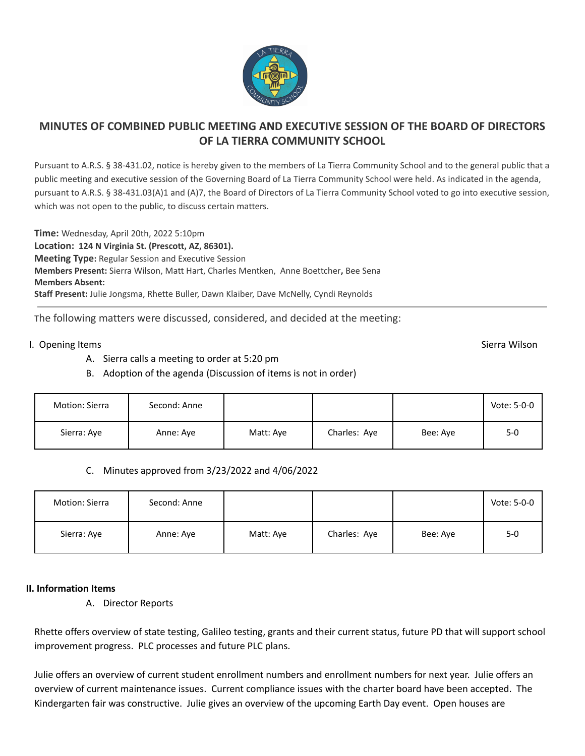# MINUTES OF COMBINED PUBLIC MEETING AND EXECUTIVE SESSION OF THE BOARD OF DIRECTORS OF LA TIERRA COMMUNITY SCHOOL

Pursuant to A.R.S. § 38-431.02, notice is hereby given to the members of La Tierra Community School and to the general public that a public meeting and executive session of the Governing Board of La Tierra Community School were held. As indicated in the agenda, pursuant to A.R.S. § 38-431.03(A)1 and (A)7, the Board of Directors of La Tierra Community School voted to go into executive session, which was not open to the public, to discuss certain matters.

**Time:** Wednesday, April 20th, 2022 5:10pm
**Location: 124 N Virginia St. (Prescott, AZ, 86301).**
**Meeting Type:** Regular Session and Executive Session
**Members Present:** Sierra Wilson, Matt Hart, Charles Mentken, Anne Boettcher**,** Bee Sena
**Members Absent:**
**Staff Present:** Julie Jongsma, Rhette Buller, Dawn Klaiber, Dave McNelly, Cyndi Reynolds

---

The following matters were discussed, considered, and decided at the meeting:

I. Opening Items — Sierra Wilson

A. Sierra calls a meeting to order at 5:20 pm

B. Adoption of the agenda (Discussion of items is not in order)

| Motion: Sierra | Second: Anne | | | | Vote: 5-0-0 |
|---|---|---|---|---|---|
| Sierra: Aye | Anne: Aye | Matt: Aye | Charles: Aye | Bee: Aye | 5-0 |

C. Minutes approved from 3/23/2022 and 4/06/2022

| Motion: Sierra | Second: Anne | | | | Vote: 5-0-0 |
|---|---|---|---|---|---|
| Sierra: Aye | Anne: Aye | Matt: Aye | Charles: Aye | Bee: Aye | 5-0 |

**II. Information Items**

A. Director Reports

Rhette offers overview of state testing, Galileo testing, grants and their current status, future PD that will support school improvement progress. PLC processes and future PLC plans.

Julie offers an overview of current student enrollment numbers and enrollment numbers for next year. Julie offers an overview of current maintenance issues. Current compliance issues with the charter board have been accepted. The Kindergarten fair was constructive. Julie gives an overview of the upcoming Earth Day event. Open houses are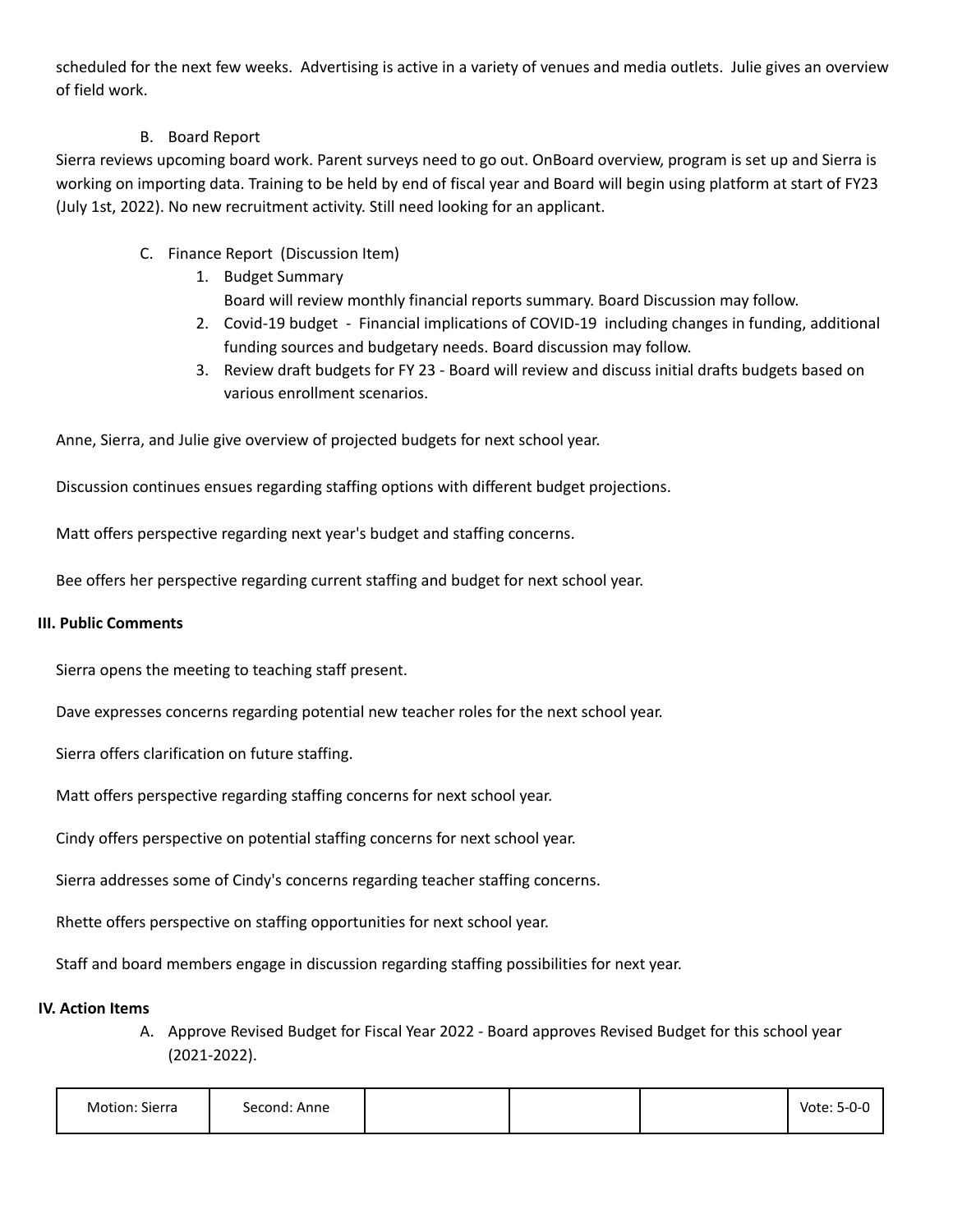scheduled for the next few weeks. Advertising is active in a variety of venues and media outlets. Julie gives an overview of field work.

B. Board Report

Sierra reviews upcoming board work. Parent surveys need to go out. OnBoard overview, program is set up and Sierra is working on importing data. Training to be held by end of fiscal year and Board will begin using platform at start of FY23 (July 1st, 2022). No new recruitment activity. Still need looking for an applicant.

C. Finance Report (Discussion Item)

1. Budget Summary
   Board will review monthly financial reports summary. Board Discussion may follow.
2. Covid-19 budget - Financial implications of COVID-19 including changes in funding, additional funding sources and budgetary needs. Board discussion may follow.
3. Review draft budgets for FY 23 - Board will review and discuss initial drafts budgets based on various enrollment scenarios.

Anne, Sierra, and Julie give overview of projected budgets for next school year.

Discussion continues ensues regarding staffing options with different budget projections.

Matt offers perspective regarding next year's budget and staffing concerns.

Bee offers her perspective regarding current staffing and budget for next school year.

**III. Public Comments**

Sierra opens the meeting to teaching staff present.

Dave expresses concerns regarding potential new teacher roles for the next school year.

Sierra offers clarification on future staffing.

Matt offers perspective regarding staffing concerns for next school year.

Cindy offers perspective on potential staffing concerns for next school year.

Sierra addresses some of Cindy's concerns regarding teacher staffing concerns.

Rhette offers perspective on staffing opportunities for next school year.

Staff and board members engage in discussion regarding staffing possibilities for next year.

**IV. Action Items**

A. Approve Revised Budget for Fiscal Year 2022 - Board approves Revised Budget for this school year (2021-2022).

| Motion: Sierra | Second: Anne | | | | Vote: 5-0-0 |
|---|---|---|---|---|---|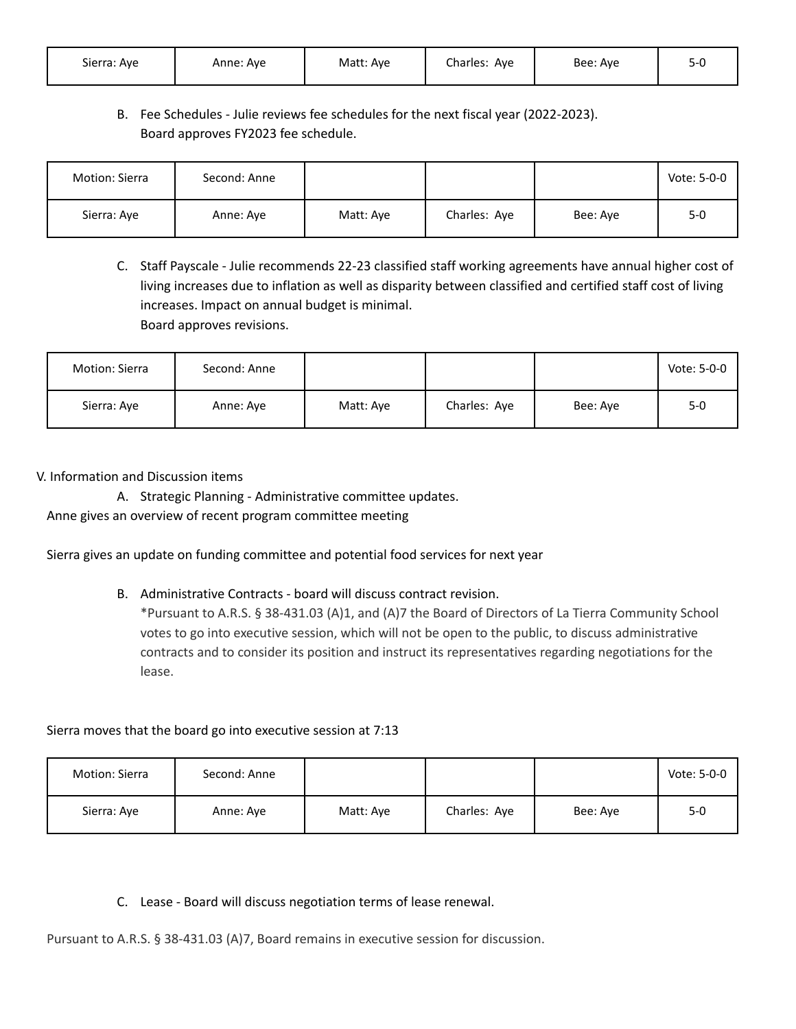| Sierra: Aye | Anne: Aye | Matt: Aye | Charles: Aye | Bee: Aye | 5-0 |
|---|---|---|---|---|---|

B. Fee Schedules - Julie reviews fee schedules for the next fiscal year (2022-2023).
Board approves FY2023 fee schedule.

| Motion: Sierra | Second: Anne | | | | Vote: 5-0-0 |
|---|---|---|---|---|---|
| Sierra: Aye | Anne: Aye | Matt: Aye | Charles: Aye | Bee: Aye | 5-0 |

C. Staff Payscale - Julie recommends 22-23 classified staff working agreements have annual higher cost of living increases due to inflation as well as disparity between classified and certified staff cost of living increases. Impact on annual budget is minimal.
Board approves revisions.

| Motion: Sierra | Second: Anne | | | | Vote: 5-0-0 |
|---|---|---|---|---|---|
| Sierra: Aye | Anne: Aye | Matt: Aye | Charles: Aye | Bee: Aye | 5-0 |

V. Information and Discussion items

A. Strategic Planning - Administrative committee updates.

Anne gives an overview of recent program committee meeting

Sierra gives an update on funding committee and potential food services for next year

B. Administrative Contracts - board will discuss contract revision.
*Pursuant to A.R.S. § 38-431.03 (A)1, and (A)7 the Board of Directors of La Tierra Community School votes to go into executive session, which will not be open to the public, to discuss administrative contracts and to consider its position and instruct its representatives regarding negotiations for the lease.

Sierra moves that the board go into executive session at 7:13

| Motion: Sierra | Second: Anne | | | | Vote: 5-0-0 |
|---|---|---|---|---|---|
| Sierra: Aye | Anne: Aye | Matt: Aye | Charles: Aye | Bee: Aye | 5-0 |

C. Lease - Board will discuss negotiation terms of lease renewal.

Pursuant to A.R.S. § 38-431.03 (A)7, Board remains in executive session for discussion.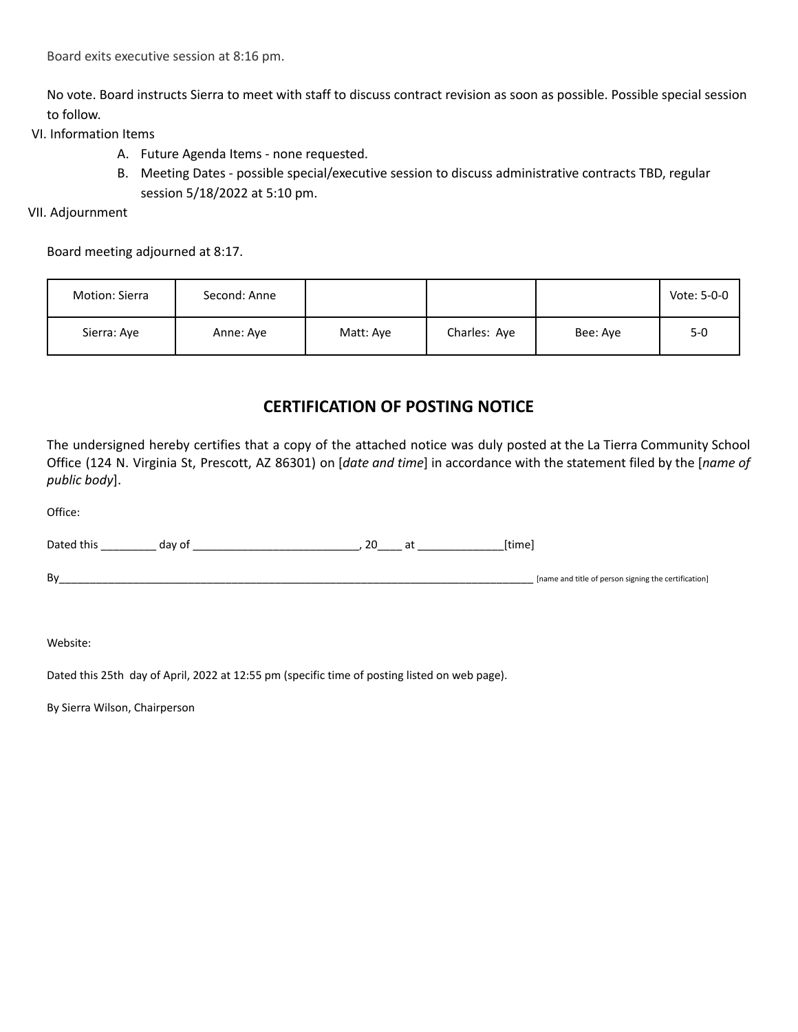Board exits executive session at 8:16 pm.

No vote. Board instructs Sierra to meet with staff to discuss contract revision as soon as possible. Possible special session to follow.

VI. Information Items

A. Future Agenda Items - none requested.
B. Meeting Dates - possible special/executive session to discuss administrative contracts TBD, regular session 5/18/2022 at 5:10 pm.

VII. Adjournment

Board meeting adjourned at 8:17.

| | | | | | |
|---|---|---|---|---|---|
| Motion: Sierra | Second: Anne | | | | Vote: 5-0-0 |
| Sierra: Aye | Anne: Aye | Matt: Aye | Charles: Aye | Bee: Aye | 5-0 |

## CERTIFICATION OF POSTING NOTICE

The undersigned hereby certifies that a copy of the attached notice was duly posted at the La Tierra Community School Office (124 N. Virginia St, Prescott, AZ 86301) on [*date and time*] in accordance with the statement filed by the [*name of public body*].

Office:

Dated this _________ day of ___________________________, 20____ at ______________[time]

By________________________________________________________________________________ [name and title of person signing the certification]

Website:

Dated this 25th day of April, 2022 at 12:55 pm (specific time of posting listed on web page).

By Sierra Wilson, Chairperson